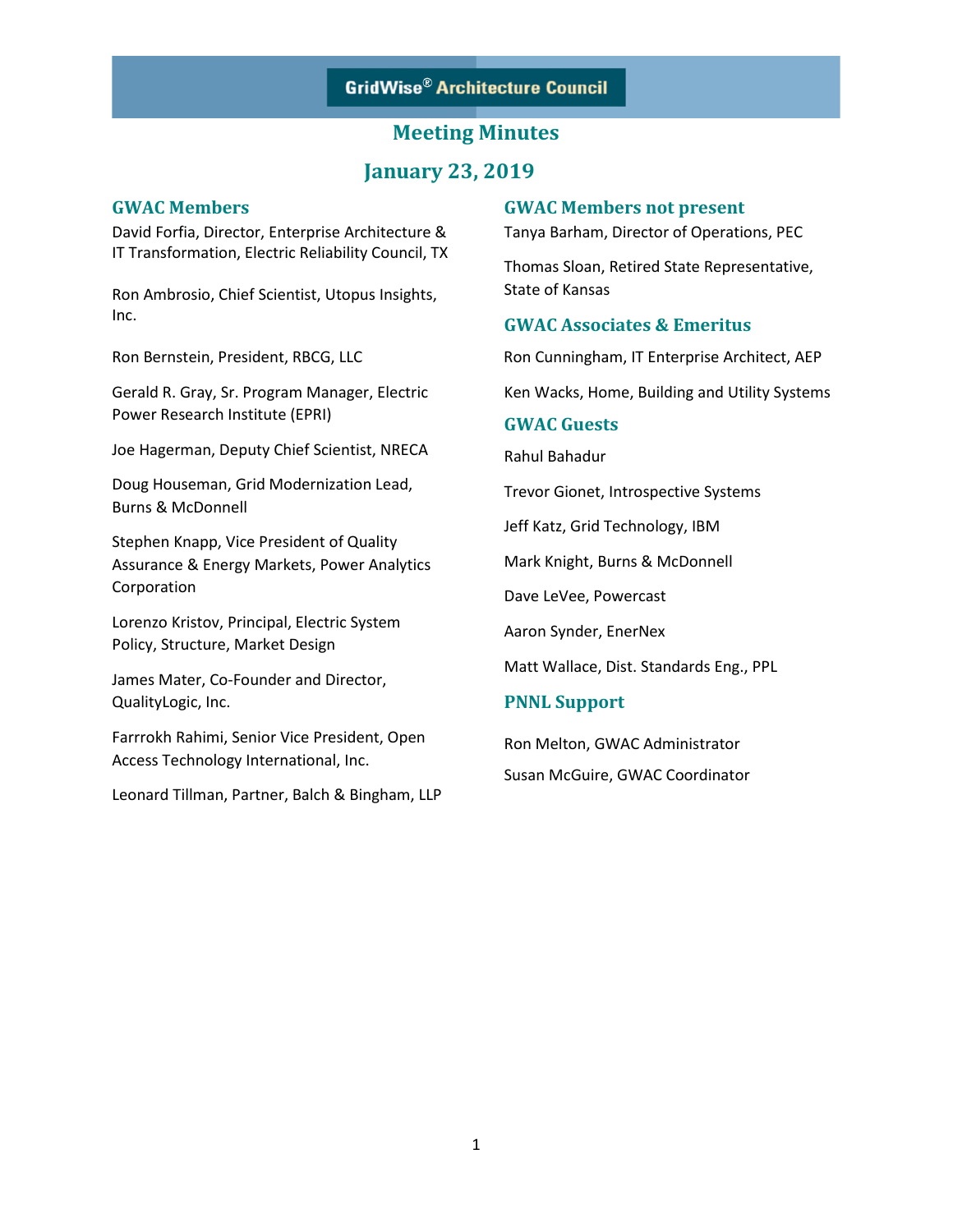# GridWise® Architecture Council

## Meeting Minutes

## January 23, 2019

### GWAC Members

David Forfia, Director, Enterprise Architecture & IT Transformation, Electric Reliability Council, TX

Ron Ambrosio, Chief Scientist, Utopus Insights, Inc.

Ron Bernstein, President, RBCG, LLC

Gerald R. Gray, Sr. Program Manager, Electric Power Research Institute (EPRI)

Joe Hagerman, Deputy Chief Scientist, NRECA

Doug Houseman, Grid Modernization Lead, Burns & McDonnell

Stephen Knapp, Vice President of Quality Assurance & Energy Markets, Power Analytics Corporation

Lorenzo Kristov, Principal, Electric System Policy, Structure, Market Design

James Mater, Co-Founder and Director, QualityLogic, Inc.

Farrrokh Rahimi, Senior Vice President, Open Access Technology International, Inc.

Leonard Tillman, Partner, Balch & Bingham, LLP

### GWAC Members not present

Tanya Barham, Director of Operations, PEC

Thomas Sloan, Retired State Representative, State of Kansas

### GWAC Associates & Emeritus

Ron Cunningham, IT Enterprise Architect, AEP

Ken Wacks, Home, Building and Utility Systems

### GWAC Guests

Rahul Bahadur

Trevor Gionet, Introspective Systems

Jeff Katz, Grid Technology, IBM

Mark Knight, Burns & McDonnell

Dave LeVee, Powercast

Aaron Synder, EnerNex

Matt Wallace, Dist. Standards Eng., PPL

### PNNL Support

Ron Melton, GWAC Administrator

Susan McGuire, GWAC Coordinator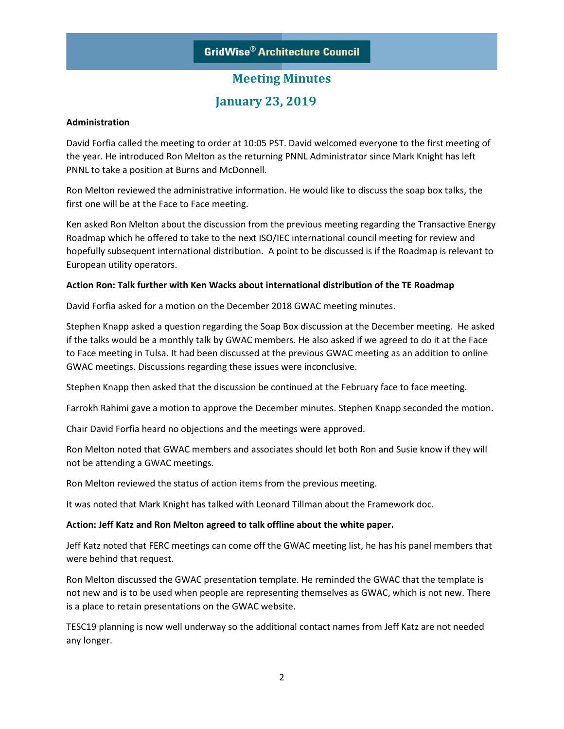# GridWise® Architecture Council

## Meeting Minutes

## January 23, 2019

**Administration**

David Forfia called the meeting to order at 10:05 PST. David welcomed everyone to the first meeting of the year. He introduced Ron Melton as the returning PNNL Administrator since Mark Knight has left PNNL to take a position at Burns and McDonnell.

Ron Melton reviewed the administrative information. He would like to discuss the soap box talks, the first one will be at the Face to Face meeting.

Ken asked Ron Melton about the discussion from the previous meeting regarding the Transactive Energy Roadmap which he offered to take to the next ISO/IEC international council meeting for review and hopefully subsequent international distribution. A point to be discussed is if the Roadmap is relevant to European utility operators.

**Action Ron: Talk further with Ken Wacks about international distribution of the TE Roadmap**

David Forfia asked for a motion on the December 2018 GWAC meeting minutes.

Stephen Knapp asked a question regarding the Soap Box discussion at the December meeting. He asked if the talks would be a monthly talk by GWAC members. He also asked if we agreed to do it at the Face to Face meeting in Tulsa. It had been discussed at the previous GWAC meeting as an addition to online GWAC meetings. Discussions regarding these issues were inconclusive.

Stephen Knapp then asked that the discussion be continued at the February face to face meeting.

Farrokh Rahimi gave a motion to approve the December minutes. Stephen Knapp seconded the motion.

Chair David Forfia heard no objections and the meetings were approved.

Ron Melton noted that GWAC members and associates should let both Ron and Susie know if they will not be attending a GWAC meetings.

Ron Melton reviewed the status of action items from the previous meeting.

It was noted that Mark Knight has talked with Leonard Tillman about the Framework doc.

**Action: Jeff Katz and Ron Melton agreed to talk offline about the white paper.**

Jeff Katz noted that FERC meetings can come off the GWAC meeting list, he has his panel members that were behind that request.

Ron Melton discussed the GWAC presentation template. He reminded the GWAC that the template is not new and is to be used when people are representing themselves as GWAC, which is not new. There is a place to retain presentations on the GWAC website.

TESC19 planning is now well underway so the additional contact names from Jeff Katz are not needed any longer.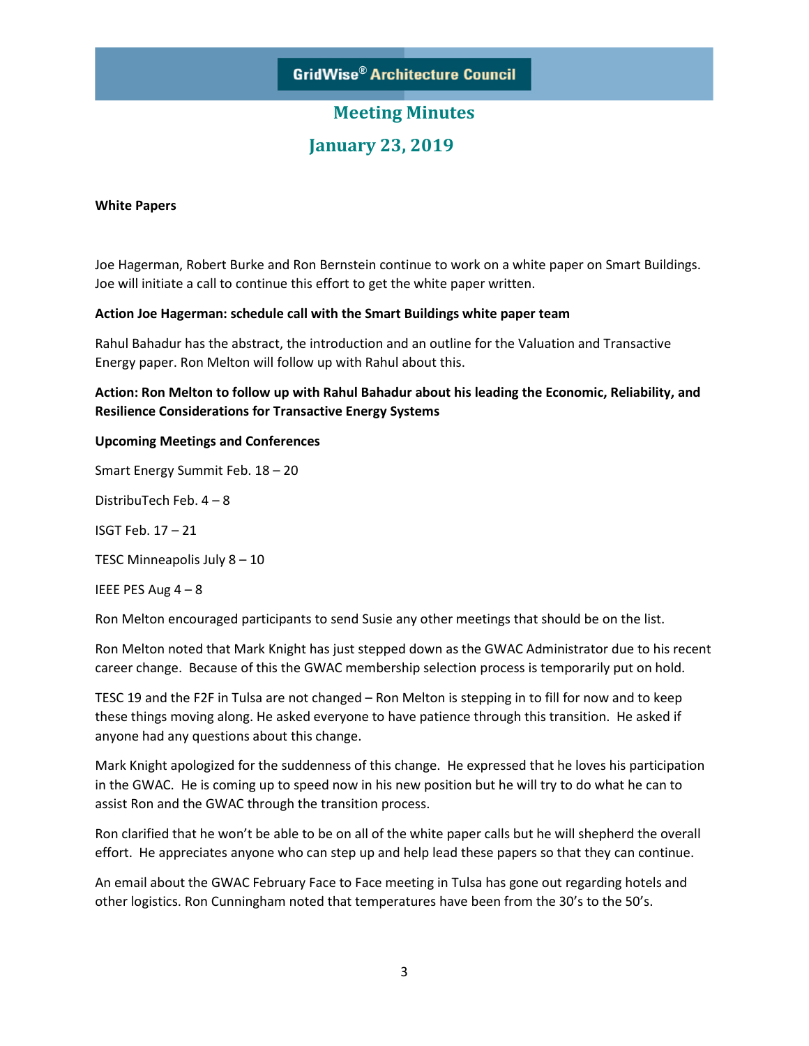# GridWise® Architecture Council

## Meeting Minutes

## January 23, 2019

**White Papers**

Joe Hagerman, Robert Burke and Ron Bernstein continue to work on a white paper on Smart Buildings. Joe will initiate a call to continue this effort to get the white paper written.

**Action Joe Hagerman: schedule call with the Smart Buildings white paper team**

Rahul Bahadur has the abstract, the introduction and an outline for the Valuation and Transactive Energy paper. Ron Melton will follow up with Rahul about this.

**Action: Ron Melton to follow up with Rahul Bahadur about his leading the Economic, Reliability, and Resilience Considerations for Transactive Energy Systems**

**Upcoming Meetings and Conferences**

Smart Energy Summit Feb. 18 – 20

DistribuTech Feb. 4 – 8

ISGT Feb. 17 – 21

TESC Minneapolis July 8 – 10

IEEE PES Aug 4 – 8

Ron Melton encouraged participants to send Susie any other meetings that should be on the list.

Ron Melton noted that Mark Knight has just stepped down as the GWAC Administrator due to his recent career change. Because of this the GWAC membership selection process is temporarily put on hold.

TESC 19 and the F2F in Tulsa are not changed – Ron Melton is stepping in to fill for now and to keep these things moving along. He asked everyone to have patience through this transition. He asked if anyone had any questions about this change.

Mark Knight apologized for the suddenness of this change. He expressed that he loves his participation in the GWAC. He is coming up to speed now in his new position but he will try to do what he can to assist Ron and the GWAC through the transition process.

Ron clarified that he won't be able to be on all of the white paper calls but he will shepherd the overall effort. He appreciates anyone who can step up and help lead these papers so that they can continue.

An email about the GWAC February Face to Face meeting in Tulsa has gone out regarding hotels and other logistics. Ron Cunningham noted that temperatures have been from the 30's to the 50's.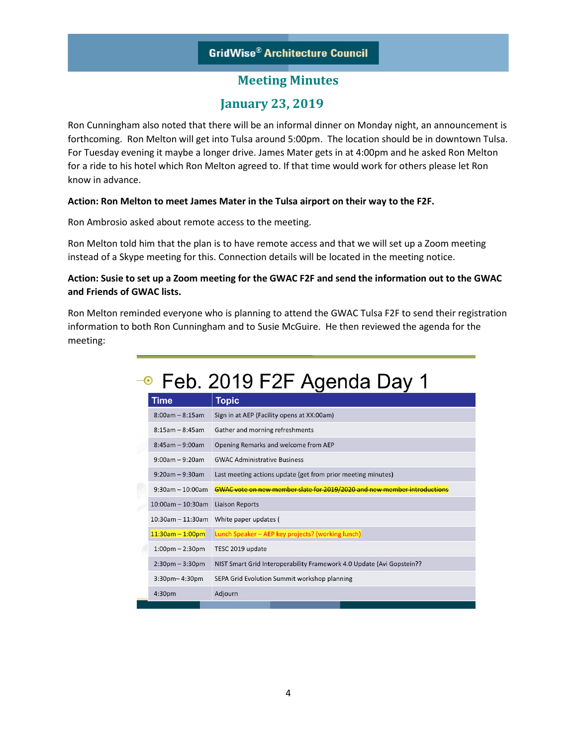Ron Cunningham also noted that there will be an informal dinner on Monday night, an announcement is forthcoming. Ron Melton will get into Tulsa around 5:00pm. The location should be in downtown Tulsa. For Tuesday evening it maybe a longer drive. James Mater gets in at 4:00pm and he asked Ron Melton for a ride to his hotel which Ron Melton agreed to. If that time would work for others please let Ron know in advance.

**Action: Ron Melton to meet James Mater in the Tulsa airport on their way to the F2F.**

Ron Ambrosio asked about remote access to the meeting.

Ron Melton told him that the plan is to have remote access and that we will set up a Zoom meeting instead of a Skype meeting for this. Connection details will be located in the meeting notice.

**Action: Susie to set up a Zoom meeting for the GWAC F2F and send the information out to the GWAC and Friends of GWAC lists.**

Ron Melton reminded everyone who is planning to attend the GWAC Tulsa F2F to send their registration information to both Ron Cunningham and to Susie McGuire. He then reviewed the agenda for the meeting:

## Feb. 2019 F2F Agenda Day 1

| Time | Topic |
|---|---|
| 8:00am – 8:15am | Sign in at AEP (Facility opens at XX:00am) |
| 8:15am – 8:45am | Gather and morning refreshments |
| 8:45am – 9:00am | Opening Remarks and welcome from AEP |
| 9:00am – 9:20am | GWAC Administrative Business |
| 9:20am – 9:30am | Last meeting actions update (get from prior meeting minutes) |
| 9:30am – 10:00am | ~~GWAC vote on new member slate for 2019/2020 and new member introductions~~ |
| 10:00am – 10:30am | Liaison Reports |
| 10:30am – 11:30am | White paper updates ( |
| 11:30am – 1:00pm | Lunch Speaker – AEP key projects? (working lunch) |
| 1:00pm – 2:30pm | TESC 2019 update |
| 2:30pm – 3:30pm | NIST Smart Grid Interoperability Framework 4.0 Update (Avi Gopstein?? |
| 3:30pm– 4:30pm | SEPA Grid Evolution Summit workshop planning |
| 4:30pm | Adjourn |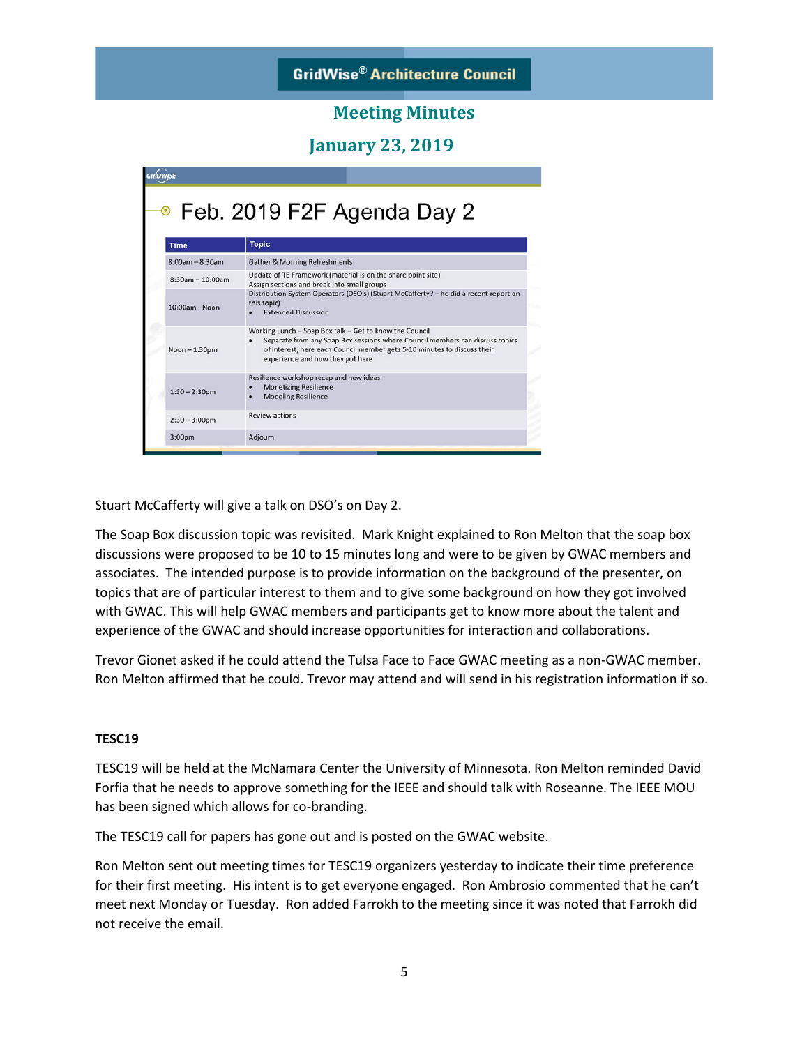# GridWise® Architecture Council

## Meeting Minutes

## January 23, 2019

### Feb. 2019 F2F Agenda Day 2

| Time | Topic |
|---|---|
| 8:00am – 8:30am | Gather & Morning Refreshments |
| 8:30am – 10:00am | Update of TE Framework (material is on the share point site)<br>Assign sections and break into small groups |
| 10:00am - Noon | Distribution System Operators (DSO's) (Stuart McCafferty? – he did a recent report on this topic)<br>• Extended Discussion |
| Noon – 1:30pm | Working Lunch – Soap Box talk – Get to know the Council<br>• Separate from any Soap Box sessions where Council members can discuss topics of interest, here each Council member gets 5-10 minutes to discuss their experience and how they got here |
| 1:30 – 2:30pm | Resilience workshop recap and new ideas<br>• Monetizing Resilience<br>• Modeling Resilience |
| 2:30 – 3:00pm | Review actions |
| 3:00pm | Adjourn |

Stuart McCafferty will give a talk on DSO's on Day 2.

The Soap Box discussion topic was revisited. Mark Knight explained to Ron Melton that the soap box discussions were proposed to be 10 to 15 minutes long and were to be given by GWAC members and associates. The intended purpose is to provide information on the background of the presenter, on topics that are of particular interest to them and to give some background on how they got involved with GWAC. This will help GWAC members and participants get to know more about the talent and experience of the GWAC and should increase opportunities for interaction and collaborations.

Trevor Gionet asked if he could attend the Tulsa Face to Face GWAC meeting as a non-GWAC member. Ron Melton affirmed that he could. Trevor may attend and will send in his registration information if so.

**TESC19**

TESC19 will be held at the McNamara Center the University of Minnesota. Ron Melton reminded David Forfia that he needs to approve something for the IEEE and should talk with Roseanne. The IEEE MOU has been signed which allows for co-branding.

The TESC19 call for papers has gone out and is posted on the GWAC website.

Ron Melton sent out meeting times for TESC19 organizers yesterday to indicate their time preference for their first meeting. His intent is to get everyone engaged. Ron Ambrosio commented that he can't meet next Monday or Tuesday. Ron added Farrokh to the meeting since it was noted that Farrokh did not receive the email.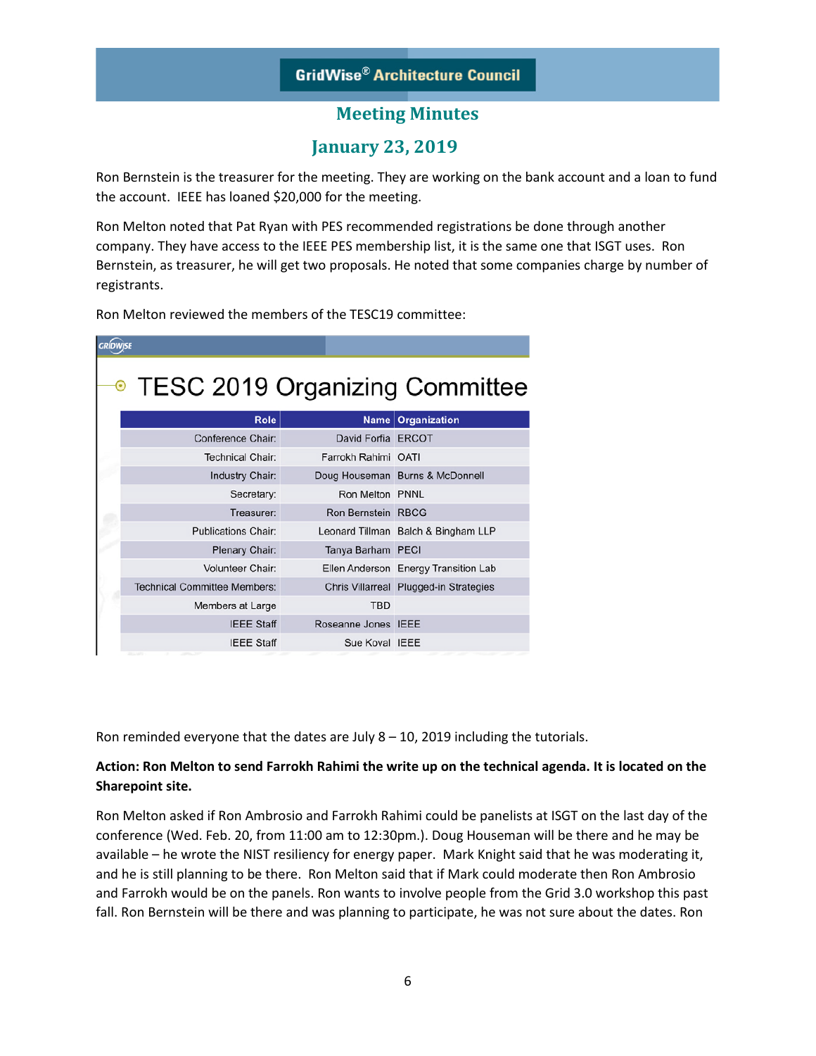## Meeting Minutes

## January 23, 2019

Ron Bernstein is the treasurer for the meeting. They are working on the bank account and a loan to fund the account. IEEE has loaned $20,000 for the meeting.

Ron Melton noted that Pat Ryan with PES recommended registrations be done through another company. They have access to the IEEE PES membership list, it is the same one that ISGT uses. Ron Bernstein, as treasurer, he will get two proposals. He noted that some companies charge by number of registrants.

Ron Melton reviewed the members of the TESC19 committee:

### TESC 2019 Organizing Committee

| Role | Name | Organization |
|---|---|---|
| Conference Chair: | David Forfia | ERCOT |
| Technical Chair: | Farrokh Rahimi | OATI |
| Industry Chair: | Doug Houseman | Burns & McDonnell |
| Secretary: | Ron Melton | PNNL |
| Treasurer: | Ron Bernstein | RBCG |
| Publications Chair: | Leonard Tillman | Balch & Bingham LLP |
| Plenary Chair: | Tanya Barham | PECI |
| Volunteer Chair: | Ellen Anderson | Energy Transition Lab |
| Technical Committee Members: | Chris Villarreal | Plugged-in Strategies |
| Members at Large | TBD | |
| IEEE Staff | Roseanne Jones | IEEE |
| IEEE Staff | Sue Koval | IEEE |

Ron reminded everyone that the dates are July 8 – 10, 2019 including the tutorials.

**Action: Ron Melton to send Farrokh Rahimi the write up on the technical agenda. It is located on the Sharepoint site.**

Ron Melton asked if Ron Ambrosio and Farrokh Rahimi could be panelists at ISGT on the last day of the conference (Wed. Feb. 20, from 11:00 am to 12:30pm.). Doug Houseman will be there and he may be available – he wrote the NIST resiliency for energy paper. Mark Knight said that he was moderating it, and he is still planning to be there. Ron Melton said that if Mark could moderate then Ron Ambrosio and Farrokh would be on the panels. Ron wants to involve people from the Grid 3.0 workshop this past fall. Ron Bernstein will be there and was planning to participate, he was not sure about the dates. Ron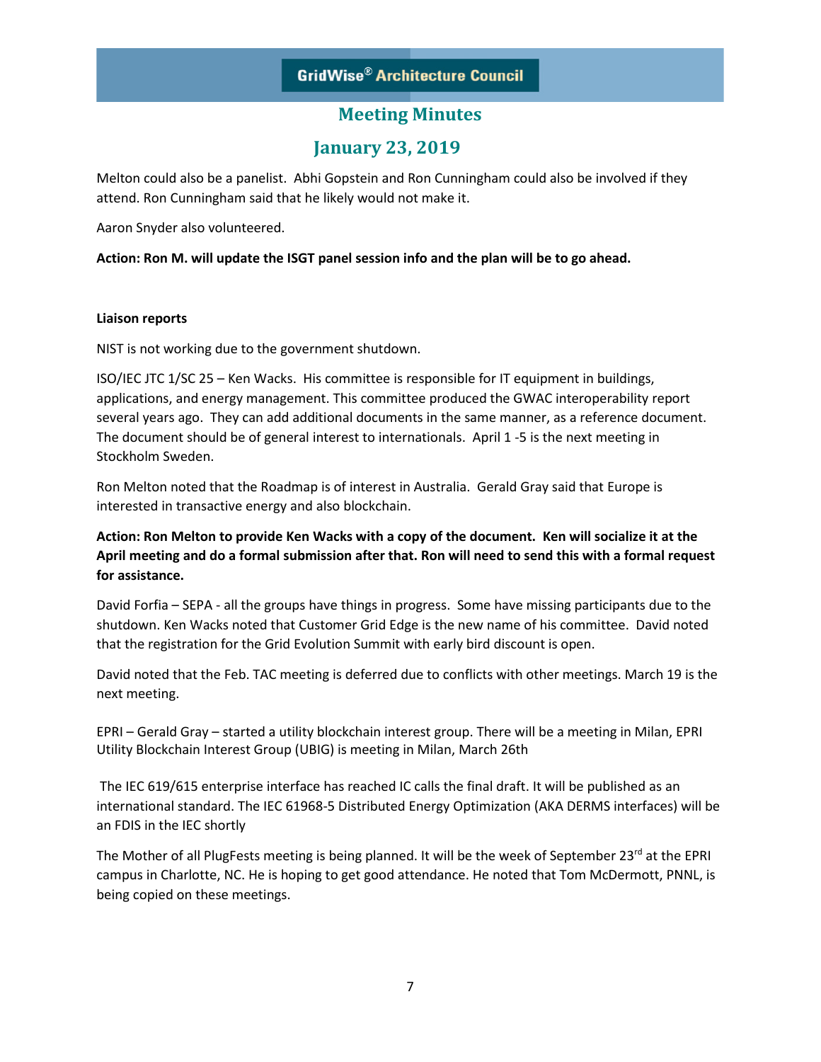Melton could also be a panelist. Abhi Gopstein and Ron Cunningham could also be involved if they attend. Ron Cunningham said that he likely would not make it.

Aaron Snyder also volunteered.

**Action: Ron M. will update the ISGT panel session info and the plan will be to go ahead.**

**Liaison reports**

NIST is not working due to the government shutdown.

ISO/IEC JTC 1/SC 25 – Ken Wacks. His committee is responsible for IT equipment in buildings, applications, and energy management. This committee produced the GWAC interoperability report several years ago. They can add additional documents in the same manner, as a reference document. The document should be of general interest to internationals. April 1 -5 is the next meeting in Stockholm Sweden.

Ron Melton noted that the Roadmap is of interest in Australia. Gerald Gray said that Europe is interested in transactive energy and also blockchain.

**Action: Ron Melton to provide Ken Wacks with a copy of the document. Ken will socialize it at the April meeting and do a formal submission after that. Ron will need to send this with a formal request for assistance.**

David Forfia – SEPA - all the groups have things in progress. Some have missing participants due to the shutdown. Ken Wacks noted that Customer Grid Edge is the new name of his committee. David noted that the registration for the Grid Evolution Summit with early bird discount is open.

David noted that the Feb. TAC meeting is deferred due to conflicts with other meetings. March 19 is the next meeting.

EPRI – Gerald Gray – started a utility blockchain interest group. There will be a meeting in Milan, EPRI Utility Blockchain Interest Group (UBIG) is meeting in Milan, March 26th

The IEC 619/615 enterprise interface has reached IC calls the final draft. It will be published as an international standard. The IEC 61968-5 Distributed Energy Optimization (AKA DERMS interfaces) will be an FDIS in the IEC shortly

The Mother of all PlugFests meeting is being planned. It will be the week of September 23rd at the EPRI campus in Charlotte, NC. He is hoping to get good attendance. He noted that Tom McDermott, PNNL, is being copied on these meetings.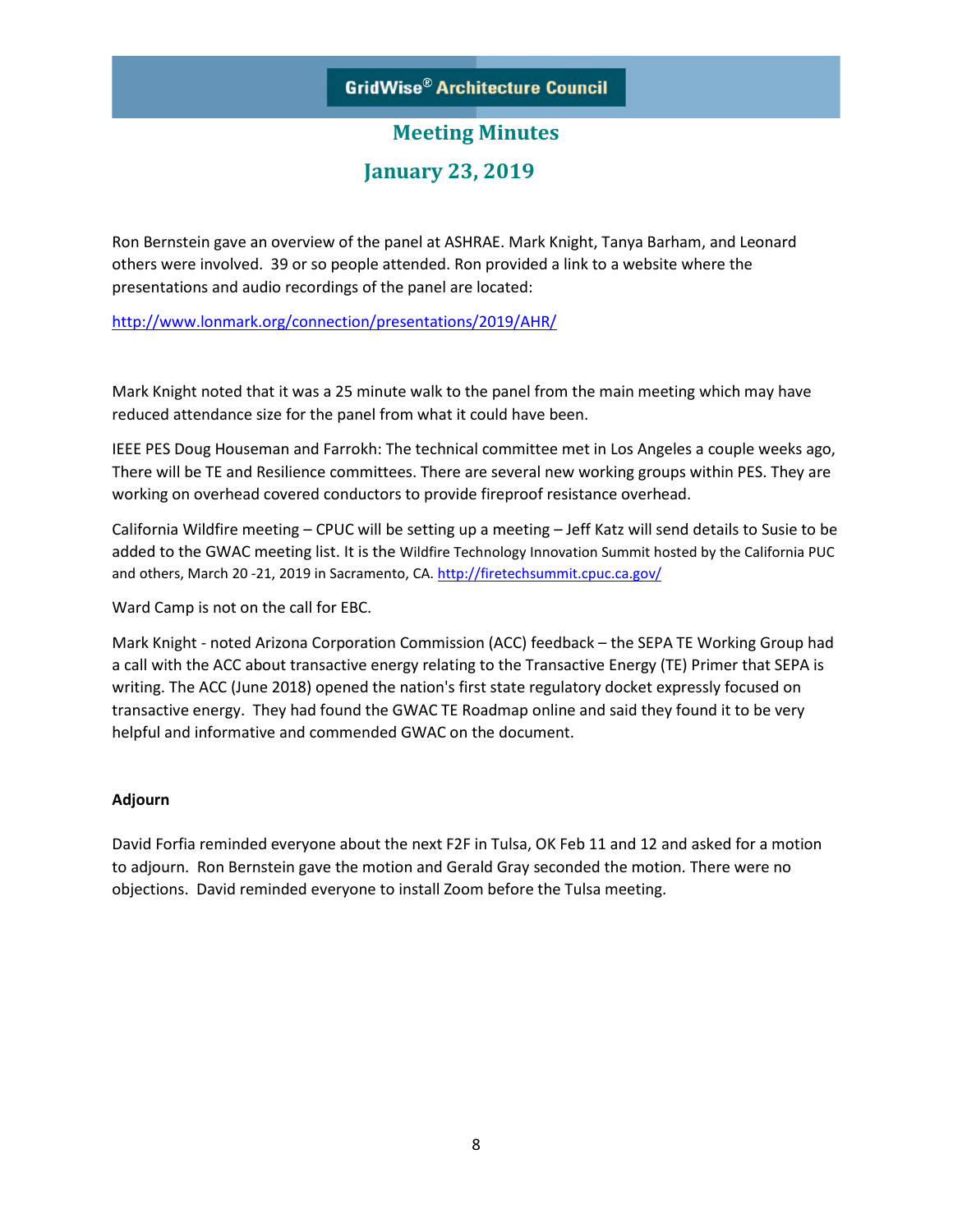GridWise® Architecture Council

## Meeting Minutes

## January 23, 2019

Ron Bernstein gave an overview of the panel at ASHRAE. Mark Knight, Tanya Barham, and Leonard others were involved. 39 or so people attended. Ron provided a link to a website where the presentations and audio recordings of the panel are located:

http://www.lonmark.org/connection/presentations/2019/AHR/

Mark Knight noted that it was a 25 minute walk to the panel from the main meeting which may have reduced attendance size for the panel from what it could have been.

IEEE PES Doug Houseman and Farrokh: The technical committee met in Los Angeles a couple weeks ago, There will be TE and Resilience committees. There are several new working groups within PES. They are working on overhead covered conductors to provide fireproof resistance overhead.

California Wildfire meeting – CPUC will be setting up a meeting – Jeff Katz will send details to Susie to be added to the GWAC meeting list. It is the Wildfire Technology Innovation Summit hosted by the California PUC and others, March 20 -21, 2019 in Sacramento, CA. http://firetechsummit.cpuc.ca.gov/

Ward Camp is not on the call for EBC.

Mark Knight - noted Arizona Corporation Commission (ACC) feedback – the SEPA TE Working Group had a call with the ACC about transactive energy relating to the Transactive Energy (TE) Primer that SEPA is writing. The ACC (June 2018) opened the nation's first state regulatory docket expressly focused on transactive energy. They had found the GWAC TE Roadmap online and said they found it to be very helpful and informative and commended GWAC on the document.

**Adjourn**

David Forfia reminded everyone about the next F2F in Tulsa, OK Feb 11 and 12 and asked for a motion to adjourn. Ron Bernstein gave the motion and Gerald Gray seconded the motion. There were no objections. David reminded everyone to install Zoom before the Tulsa meeting.